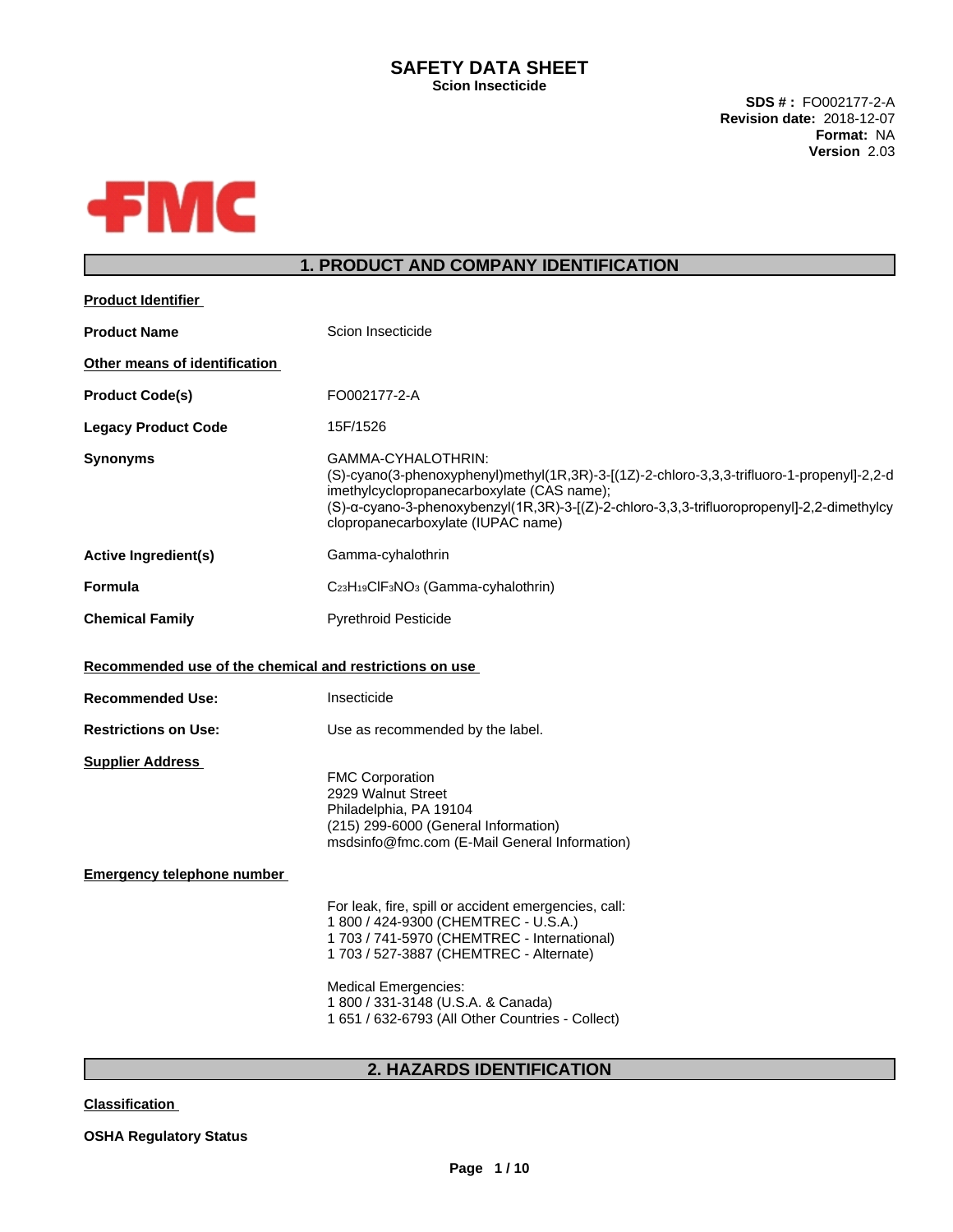# SAFETY DATA SHEET

**Scion Insecticide**

**SDS # :** FO002177-2-A
**Revision date:** 2018-12-07
**Format:** NA
**Version** 2.03

## 1. PRODUCT AND COMPANY IDENTIFICATION

**Product Identifier**

| | |
|---|---|
| **Product Name** | Scion Insecticide |

**Other means of identification**

| | |
|---|---|
| **Product Code(s)** | FO002177-2-A |
| **Legacy Product Code** | 15F/1526 |
| **Synonyms** | GAMMA-CYHALOTHRIN: (S)-cyano(3-phenoxyphenyl)methyl(1R,3R)-3-[(1Z)-2-chloro-3,3,3-trifluoro-1-propenyl]-2,2-dimethylcyclopropanecarboxylate (CAS name); (S)-α-cyano-3-phenoxybenzyl(1R,3R)-3-[(Z)-2-chloro-3,3,3-trifluoropropenyl]-2,2-dimethylcyclopropanecarboxylate (IUPAC name) |
| **Active Ingredient(s)** | Gamma-cyhalothrin |
| **Formula** | $C_{23}H_{19}ClF_3NO_3$ (Gamma-cyhalothrin) |
| **Chemical Family** | Pyrethroid Pesticide |

**Recommended use of the chemical and restrictions on use**

| | |
|---|---|
| **Recommended Use:** | Insecticide |
| **Restrictions on Use:** | Use as recommended by the label. |

**Supplier Address**

FMC Corporation
2929 Walnut Street
Philadelphia, PA 19104
(215) 299-6000 (General Information)
msdsinfo@fmc.com (E-Mail General Information)

**Emergency telephone number**

For leak, fire, spill or accident emergencies, call:
1 800 / 424-9300 (CHEMTREC - U.S.A.)
1 703 / 741-5970 (CHEMTREC - International)
1 703 / 527-3887 (CHEMTREC - Alternate)

Medical Emergencies:
1 800 / 331-3148 (U.S.A. & Canada)
1 651 / 632-6793 (All Other Countries - Collect)

## 2. HAZARDS IDENTIFICATION

**Classification**

**OSHA Regulatory Status**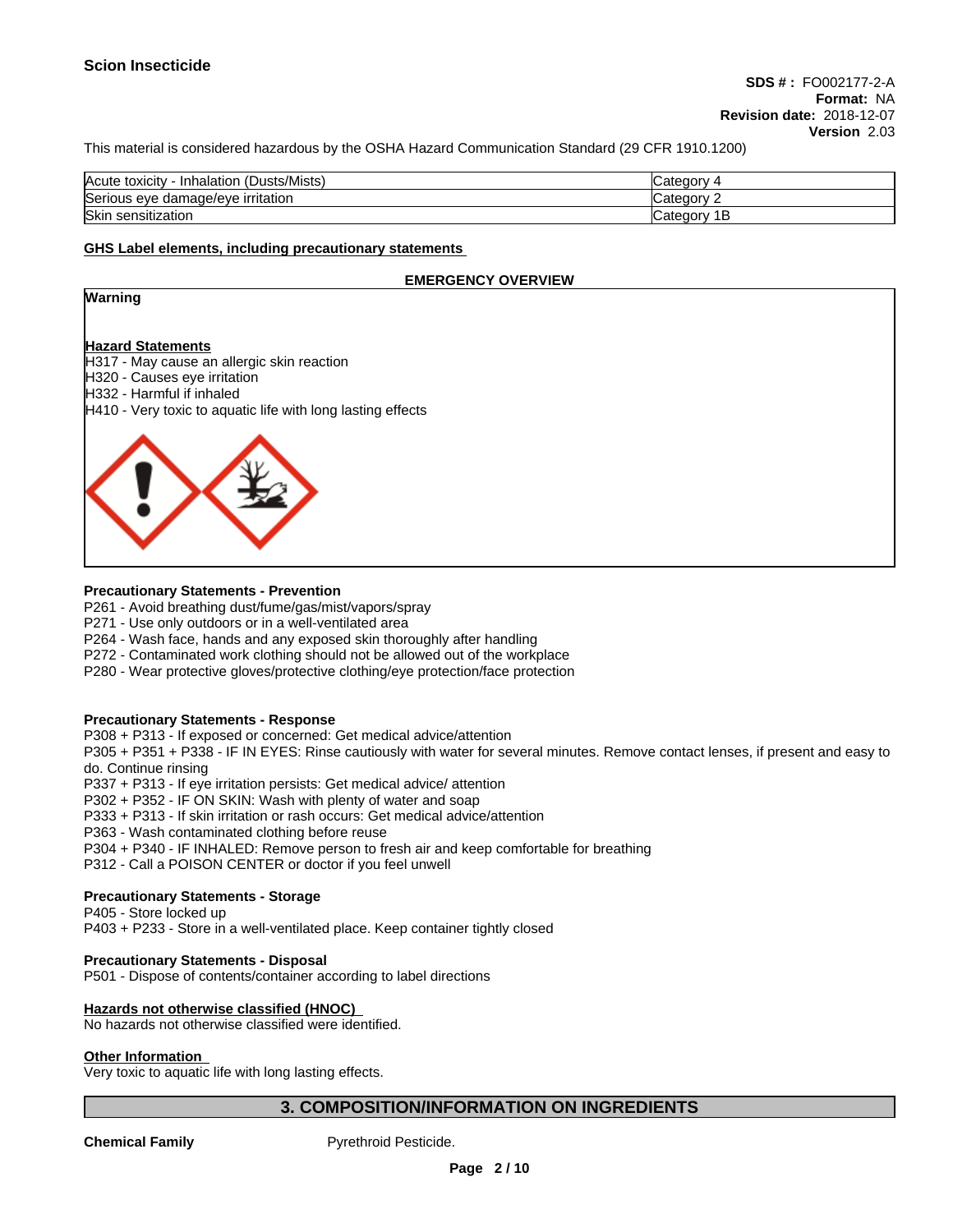**Scion Insecticide**

**SDS # :** FO002177-2-A
**Format:** NA
**Revision date:** 2018-12-07
**Version** 2.03

This material is considered hazardous by the OSHA Hazard Communication Standard (29 CFR 1910.1200)

| Acute toxicity - Inhalation (Dusts/Mists) | Category 4 |
|---|---|
| Serious eye damage/eye irritation | Category 2 |
| Skin sensitization | Category 1B |

**GHS Label elements, including precautionary statements**

**EMERGENCY OVERVIEW**

**Warning**

**Hazard Statements**

H317 - May cause an allergic skin reaction
H320 - Causes eye irritation
H332 - Harmful if inhaled
H410 - Very toxic to aquatic life with long lasting effects

**Precautionary Statements - Prevention**

P261 - Avoid breathing dust/fume/gas/mist/vapors/spray
P271 - Use only outdoors or in a well-ventilated area
P264 - Wash face, hands and any exposed skin thoroughly after handling
P272 - Contaminated work clothing should not be allowed out of the workplace
P280 - Wear protective gloves/protective clothing/eye protection/face protection

**Precautionary Statements - Response**

P308 + P313 - If exposed or concerned: Get medical advice/attention
P305 + P351 + P338 - IF IN EYES: Rinse cautiously with water for several minutes. Remove contact lenses, if present and easy to do. Continue rinsing
P337 + P313 - If eye irritation persists: Get medical advice/ attention
P302 + P352 - IF ON SKIN: Wash with plenty of water and soap
P333 + P313 - If skin irritation or rash occurs: Get medical advice/attention
P363 - Wash contaminated clothing before reuse
P304 + P340 - IF INHALED: Remove person to fresh air and keep comfortable for breathing
P312 - Call a POISON CENTER or doctor if you feel unwell

**Precautionary Statements - Storage**

P405 - Store locked up
P403 + P233 - Store in a well-ventilated place. Keep container tightly closed

**Precautionary Statements - Disposal**

P501 - Dispose of contents/container according to label directions

**Hazards not otherwise classified (HNOC)**

No hazards not otherwise classified were identified.

**Other Information**

Very toxic to aquatic life with long lasting effects.

## 3. COMPOSITION/INFORMATION ON INGREDIENTS

**Chemical Family** Pyrethroid Pesticide.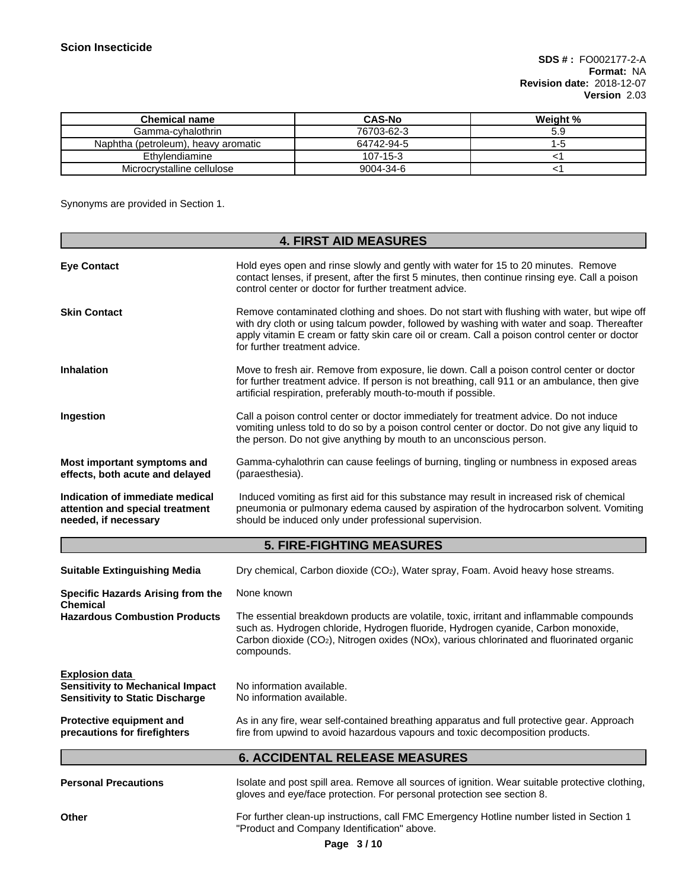| Chemical name | CAS-No | Weight % |
|---|---|---|
| Gamma-cyhalothrin | 76703-62-3 | 5.9 |
| Naphtha (petroleum), heavy aromatic | 64742-94-5 | 1-5 |
| Ethylendiamine | 107-15-3 | <1 |
| Microcrystalline cellulose | 9004-34-6 | <1 |

Synonyms are provided in Section 1.

## 4. FIRST AID MEASURES

**Eye Contact**
Hold eyes open and rinse slowly and gently with water for 15 to 20 minutes. Remove contact lenses, if present, after the first 5 minutes, then continue rinsing eye. Call a poison control center or doctor for further treatment advice.

**Skin Contact**
Remove contaminated clothing and shoes. Do not start with flushing with water, but wipe off with dry cloth or using talcum powder, followed by washing with water and soap. Thereafter apply vitamin E cream or fatty skin care oil or cream. Call a poison control center or doctor for further treatment advice.

**Inhalation**
Move to fresh air. Remove from exposure, lie down. Call a poison control center or doctor for further treatment advice. If person is not breathing, call 911 or an ambulance, then give artificial respiration, preferably mouth-to-mouth if possible.

**Ingestion**
Call a poison control center or doctor immediately for treatment advice. Do not induce vomiting unless told to do so by a poison control center or doctor. Do not give any liquid to the person. Do not give anything by mouth to an unconscious person.

**Most important symptoms and effects, both acute and delayed**
Gamma-cyhalothrin can cause feelings of burning, tingling or numbness in exposed areas (paraesthesia).

**Indication of immediate medical attention and special treatment needed, if necessary**
Induced vomiting as first aid for this substance may result in increased risk of chemical pneumonia or pulmonary edema caused by aspiration of the hydrocarbon solvent. Vomiting should be induced only under professional supervision.

## 5. FIRE-FIGHTING MEASURES

**Suitable Extinguishing Media**
Dry chemical, Carbon dioxide ($CO_2$), Water spray, Foam. Avoid heavy hose streams.

**Specific Hazards Arising from the Chemical**
None known

**Hazardous Combustion Products**
The essential breakdown products are volatile, toxic, irritant and inflammable compounds such as. Hydrogen chloride, Hydrogen fluoride, Hydrogen cyanide, Carbon monoxide, Carbon dioxide ($CO_2$), Nitrogen oxides (NOx), various chlorinated and fluorinated organic compounds.

**Explosion data**

**Sensitivity to Mechanical Impact**
No information available.

**Sensitivity to Static Discharge**
No information available.

**Protective equipment and precautions for firefighters**
As in any fire, wear self-contained breathing apparatus and full protective gear. Approach fire from upwind to avoid hazardous vapours and toxic decomposition products.

## 6. ACCIDENTAL RELEASE MEASURES

**Personal Precautions**
Isolate and post spill area. Remove all sources of ignition. Wear suitable protective clothing, gloves and eye/face protection. For personal protection see section 8.

**Other**
For further clean-up instructions, call FMC Emergency Hotline number listed in Section 1 "Product and Company Identification" above.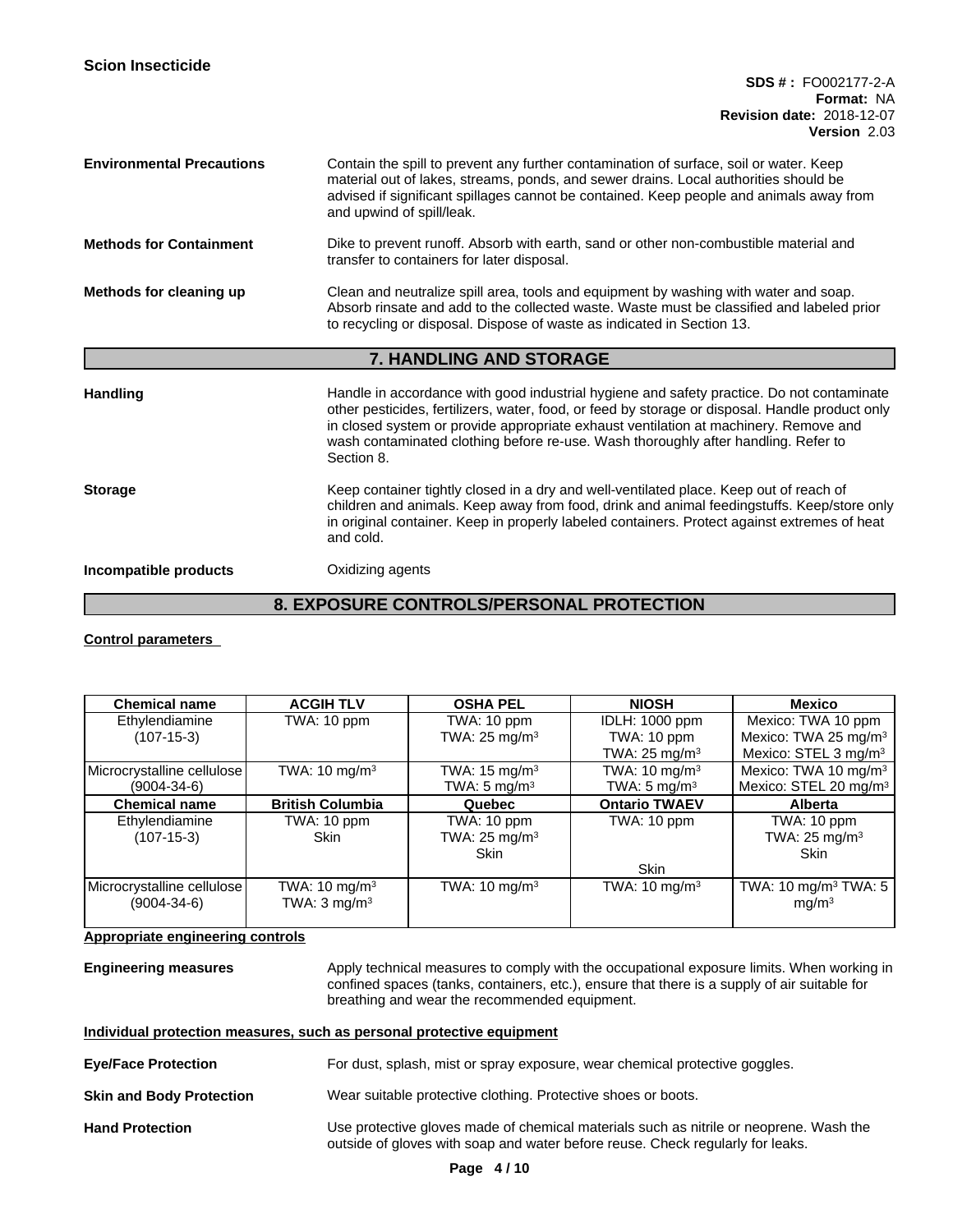| **Environmental Precautions** | Contain the spill to prevent any further contamination of surface, soil or water. Keep material out of lakes, streams, ponds, and sewer drains. Local authorities should be advised if significant spillages cannot be contained. Keep people and animals away from and upwind of spill/leak. |
|---|---|
| **Methods for Containment** | Dike to prevent runoff. Absorb with earth, sand or other non-combustible material and transfer to containers for later disposal. |
| **Methods for cleaning up** | Clean and neutralize spill area, tools and equipment by washing with water and soap. Absorb rinsate and add to the collected waste. Waste must be classified and labeled prior to recycling or disposal. Dispose of waste as indicated in Section 13. |

## 7. HANDLING AND STORAGE

**Handling**

Handle in accordance with good industrial hygiene and safety practice. Do not contaminate other pesticides, fertilizers, water, food, or feed by storage or disposal. Handle product only in closed system or provide appropriate exhaust ventilation at machinery. Remove and wash contaminated clothing before re-use. Wash thoroughly after handling. Refer to Section 8.

**Storage**

Keep container tightly closed in a dry and well-ventilated place. Keep out of reach of children and animals. Keep away from food, drink and animal feedingstuffs. Keep/store only in original container. Keep in properly labeled containers. Protect against extremes of heat and cold.

**Incompatible products**

Oxidizing agents

## 8. EXPOSURE CONTROLS/PERSONAL PROTECTION

**Control parameters**

| Chemical name | ACGIH TLV | OSHA PEL | NIOSH | Mexico |
|---|---|---|---|---|
| Ethylendiamine (107-15-3) | TWA: 10 ppm | TWA: 10 ppm<br>TWA: 25 mg/m³ | IDLH: 1000 ppm<br>TWA: 10 ppm<br>TWA: 25 mg/m³ | Mexico: TWA 10 ppm<br>Mexico: TWA 25 mg/m³<br>Mexico: STEL 3 mg/m³ |
| Microcrystalline cellulose (9004-34-6) | TWA: 10 mg/m³ | TWA: 15 mg/m³<br>TWA: 5 mg/m³ | TWA: 10 mg/m³<br>TWA: 5 mg/m³ | Mexico: TWA 10 mg/m³<br>Mexico: STEL 20 mg/m³ |
| **Chemical name** | **British Columbia** | **Quebec** | **Ontario TWAEV** | **Alberta** |
| Ethylendiamine (107-15-3) | TWA: 10 ppm<br>Skin | TWA: 10 ppm<br>TWA: 25 mg/m³<br>Skin | TWA: 10 ppm<br>Skin | TWA: 10 ppm<br>TWA: 25 mg/m³<br>Skin |
| Microcrystalline cellulose (9004-34-6) | TWA: 10 mg/m³<br>TWA: 3 mg/m³ | TWA: 10 mg/m³ | TWA: 10 mg/m³ | TWA: 10 mg/m³ TWA: 5 mg/m³ |

**Appropriate engineering controls**

**Engineering measures**

Apply technical measures to comply with the occupational exposure limits. When working in confined spaces (tanks, containers, etc.), ensure that there is a supply of air suitable for breathing and wear the recommended equipment.

**Individual protection measures, such as personal protective equipment**

**Eye/Face Protection**

For dust, splash, mist or spray exposure, wear chemical protective goggles.

**Skin and Body Protection**

Wear suitable protective clothing. Protective shoes or boots.

**Hand Protection**

Use protective gloves made of chemical materials such as nitrile or neoprene. Wash the outside of gloves with soap and water before reuse. Check regularly for leaks.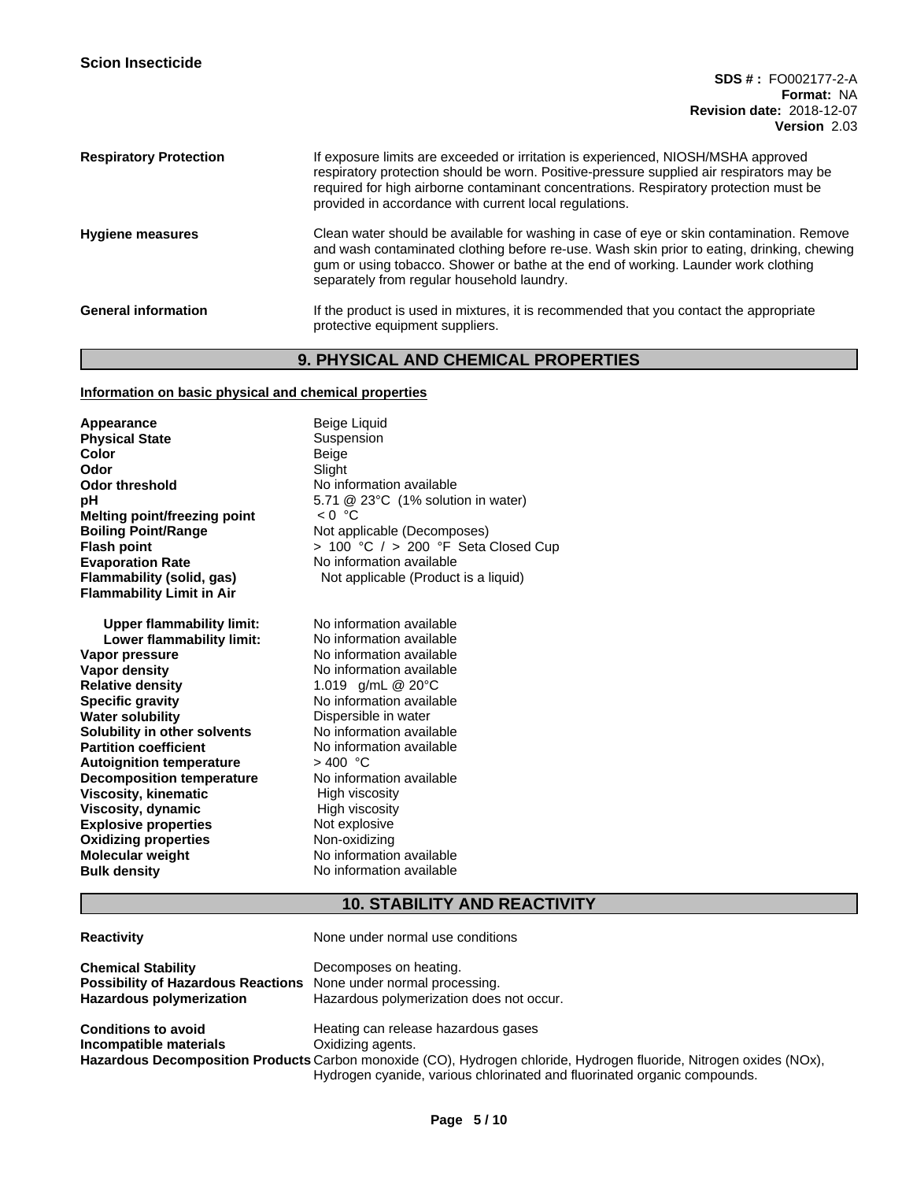| | |
|---|---|
| **Respiratory Protection** | If exposure limits are exceeded or irritation is experienced, NIOSH/MSHA approved respiratory protection should be worn. Positive-pressure supplied air respirators may be required for high airborne contaminant concentrations. Respiratory protection must be provided in accordance with current local regulations. |
| **Hygiene measures** | Clean water should be available for washing in case of eye or skin contamination. Remove and wash contaminated clothing before re-use. Wash skin prior to eating, drinking, chewing gum or using tobacco. Shower or bathe at the end of working. Launder work clothing separately from regular household laundry. |
| **General information** | If the product is used in mixtures, it is recommended that you contact the appropriate protective equipment suppliers. |

## 9. PHYSICAL AND CHEMICAL PROPERTIES

**Information on basic physical and chemical properties**

| | |
|---|---|
| **Appearance** | Beige Liquid |
| **Physical State** | Suspension |
| **Color** | Beige |
| **Odor** | Slight |
| **Odor threshold** | No information available |
| **pH** | 5.71 @ 23°C (1% solution in water) |
| **Melting point/freezing point** | < 0 °C |
| **Boiling Point/Range** | Not applicable (Decomposes) |
| **Flash point** | > 100 °C / > 200 °F Seta Closed Cup |
| **Evaporation Rate** | No information available |
| **Flammability (solid, gas)** | Not applicable (Product is a liquid) |
| **Flammability Limit in Air** | |
| **Upper flammability limit:** | No information available |
| **Lower flammability limit:** | No information available |
| **Vapor pressure** | No information available |
| **Vapor density** | No information available |
| **Relative density** | 1.019 g/mL @ 20°C |
| **Specific gravity** | No information available |
| **Water solubility** | Dispersible in water |
| **Solubility in other solvents** | No information available |
| **Partition coefficient** | No information available |
| **Autoignition temperature** | > 400 °C |
| **Decomposition temperature** | No information available |
| **Viscosity, kinematic** | High viscosity |
| **Viscosity, dynamic** | High viscosity |
| **Explosive properties** | Not explosive |
| **Oxidizing properties** | Non-oxidizing |
| **Molecular weight** | No information available |
| **Bulk density** | No information available |

## 10. STABILITY AND REACTIVITY

| | |
|---|---|
| **Reactivity** | None under normal use conditions |
| **Chemical Stability** | Decomposes on heating. |
| **Possibility of Hazardous Reactions** | None under normal processing. |
| **Hazardous polymerization** | Hazardous polymerization does not occur. |
| **Conditions to avoid** | Heating can release hazardous gases |
| **Incompatible materials** | Oxidizing agents. |
| **Hazardous Decomposition Products** | Carbon monoxide (CO), Hydrogen chloride, Hydrogen fluoride, Nitrogen oxides (NOx), Hydrogen cyanide, various chlorinated and fluorinated organic compounds. |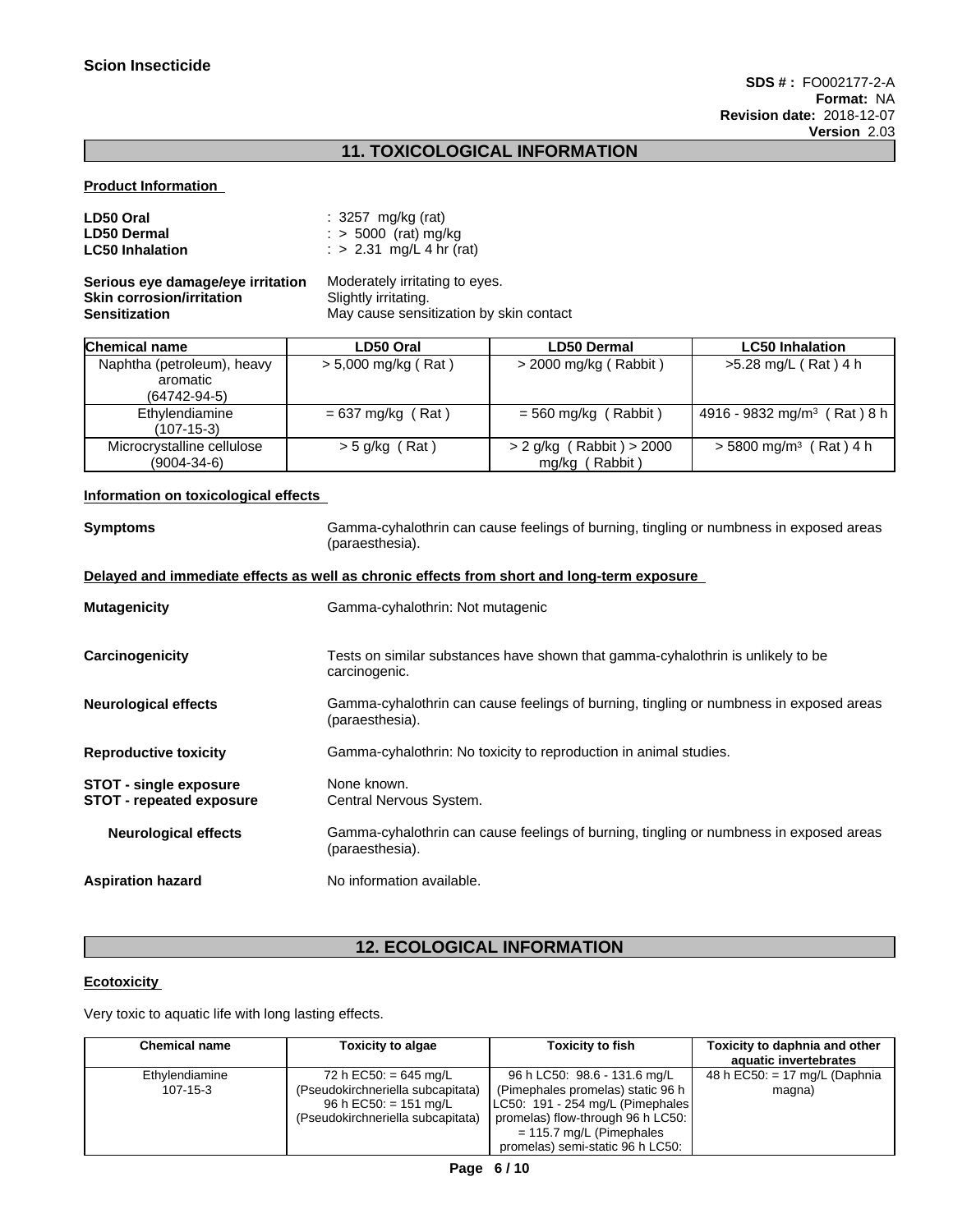## 11. TOXICOLOGICAL INFORMATION

**Product Information**

**LD50 Oral** : 3257 mg/kg (rat)
**LD50 Dermal** : > 5000 (rat) mg/kg
**LC50 Inhalation** : > 2.31 mg/L 4 hr (rat)

**Serious eye damage/eye irritation** Moderately irritating to eyes.
**Skin corrosion/irritation** Slightly irritating.
**Sensitization** May cause sensitization by skin contact

| Chemical name | LD50 Oral | LD50 Dermal | LC50 Inhalation |
|---|---|---|---|
| Naphtha (petroleum), heavy aromatic (64742-94-5) | > 5,000 mg/kg ( Rat ) | > 2000 mg/kg ( Rabbit ) | >5.28 mg/L ( Rat ) 4 h |
| Ethylendiamine (107-15-3) | = 637 mg/kg ( Rat ) | = 560 mg/kg ( Rabbit ) | 4916 - 9832 mg/m³ ( Rat ) 8 h |
| Microcrystalline cellulose (9004-34-6) | > 5 g/kg ( Rat ) | > 2 g/kg ( Rabbit ) > 2000 mg/kg ( Rabbit ) | > 5800 mg/m³ ( Rat ) 4 h |

**Information on toxicological effects**

**Symptoms** Gamma-cyhalothrin can cause feelings of burning, tingling or numbness in exposed areas (paraesthesia).

**Delayed and immediate effects as well as chronic effects from short and long-term exposure**

**Mutagenicity** Gamma-cyhalothrin: Not mutagenic

**Carcinogenicity** Tests on similar substances have shown that gamma-cyhalothrin is unlikely to be carcinogenic.

**Neurological effects** Gamma-cyhalothrin can cause feelings of burning, tingling or numbness in exposed areas (paraesthesia).

**Reproductive toxicity** Gamma-cyhalothrin: No toxicity to reproduction in animal studies.

**STOT - single exposure** None known.
**STOT - repeated exposure** Central Nervous System.

**Neurological effects** Gamma-cyhalothrin can cause feelings of burning, tingling or numbness in exposed areas (paraesthesia).

**Aspiration hazard** No information available.

## 12. ECOLOGICAL INFORMATION

**Ecotoxicity**

Very toxic to aquatic life with long lasting effects.

| Chemical name | Toxicity to algae | Toxicity to fish | Toxicity to daphnia and other aquatic invertebrates |
|---|---|---|---|
| Ethylendiamine 107-15-3 | 72 h EC50: = 645 mg/L (Pseudokirchneriella subcapitata) 96 h EC50: = 151 mg/L (Pseudokirchneriella subcapitata) | 96 h LC50: 98.6 - 131.6 mg/L (Pimephales promelas) static 96 h LC50: 191 - 254 mg/L (Pimephales promelas) flow-through 96 h LC50: = 115.7 mg/L (Pimephales promelas) semi-static 96 h LC50: | 48 h EC50: = 17 mg/L (Daphnia magna) |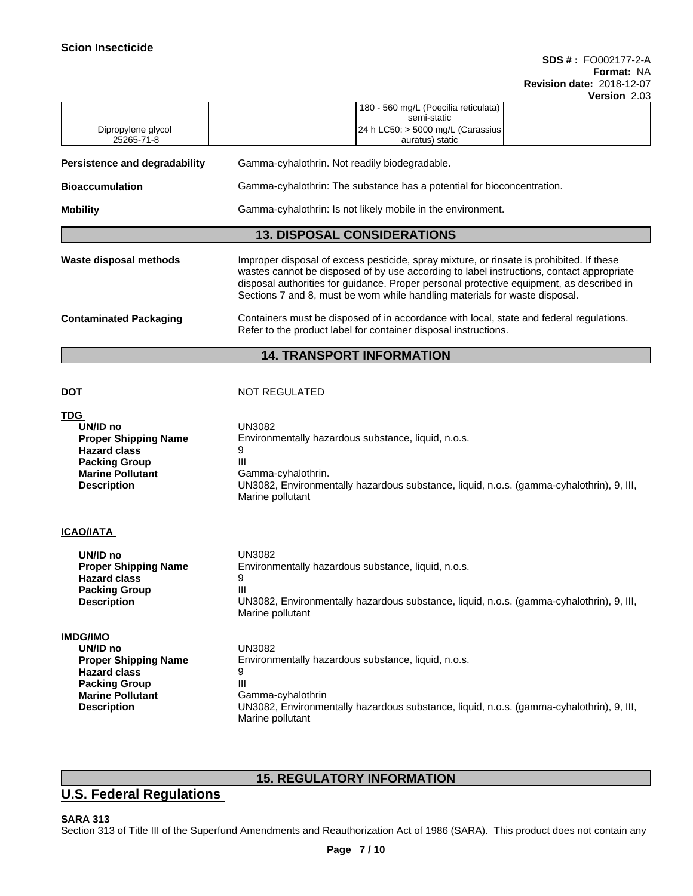| | | 180 - 560 mg/L (Poecilia reticulata) semi-static | |
|---|---|---|---|
| Dipropylene glycol 25265-71-8 | | 24 h LC50: > 5000 mg/L (Carassius auratus) static | |

**Persistence and degradability** Gamma-cyhalothrin. Not readily biodegradable.

**Bioaccumulation** Gamma-cyhalothrin: The substance has a potential for bioconcentration.

**Mobility** Gamma-cyhalothrin: Is not likely mobile in the environment.

## 13. DISPOSAL CONSIDERATIONS

**Waste disposal methods** Improper disposal of excess pesticide, spray mixture, or rinsate is prohibited. If these wastes cannot be disposed of by use according to label instructions, contact appropriate disposal authorities for guidance. Proper personal protective equipment, as described in Sections 7 and 8, must be worn while handling materials for waste disposal.

**Contaminated Packaging** Containers must be disposed of in accordance with local, state and federal regulations. Refer to the product label for container disposal instructions.

## 14. TRANSPORT INFORMATION

**DOT** NOT REGULATED

**TDG**

- **UN/ID no** UN3082
- **Proper Shipping Name** Environmentally hazardous substance, liquid, n.o.s.
- **Hazard class** 9
- **Packing Group** III
- **Marine Pollutant** Gamma-cyhalothrin.
- **Description** UN3082, Environmentally hazardous substance, liquid, n.o.s. (gamma-cyhalothrin), 9, III, Marine pollutant

**ICAO/IATA**

- **UN/ID no** UN3082
- **Proper Shipping Name** Environmentally hazardous substance, liquid, n.o.s.
- **Hazard class** 9
- **Packing Group** III
- **Description** UN3082, Environmentally hazardous substance, liquid, n.o.s. (gamma-cyhalothrin), 9, III, Marine pollutant

**IMDG/IMO**

- **UN/ID no** UN3082
- **Proper Shipping Name** Environmentally hazardous substance, liquid, n.o.s.
- **Hazard class** 9
- **Packing Group** III
- **Marine Pollutant** Gamma-cyhalothrin
- **Description** UN3082, Environmentally hazardous substance, liquid, n.o.s. (gamma-cyhalothrin), 9, III, Marine pollutant

## 15. REGULATORY INFORMATION

## U.S. Federal Regulations

**SARA 313**

Section 313 of Title III of the Superfund Amendments and Reauthorization Act of 1986 (SARA). This product does not contain any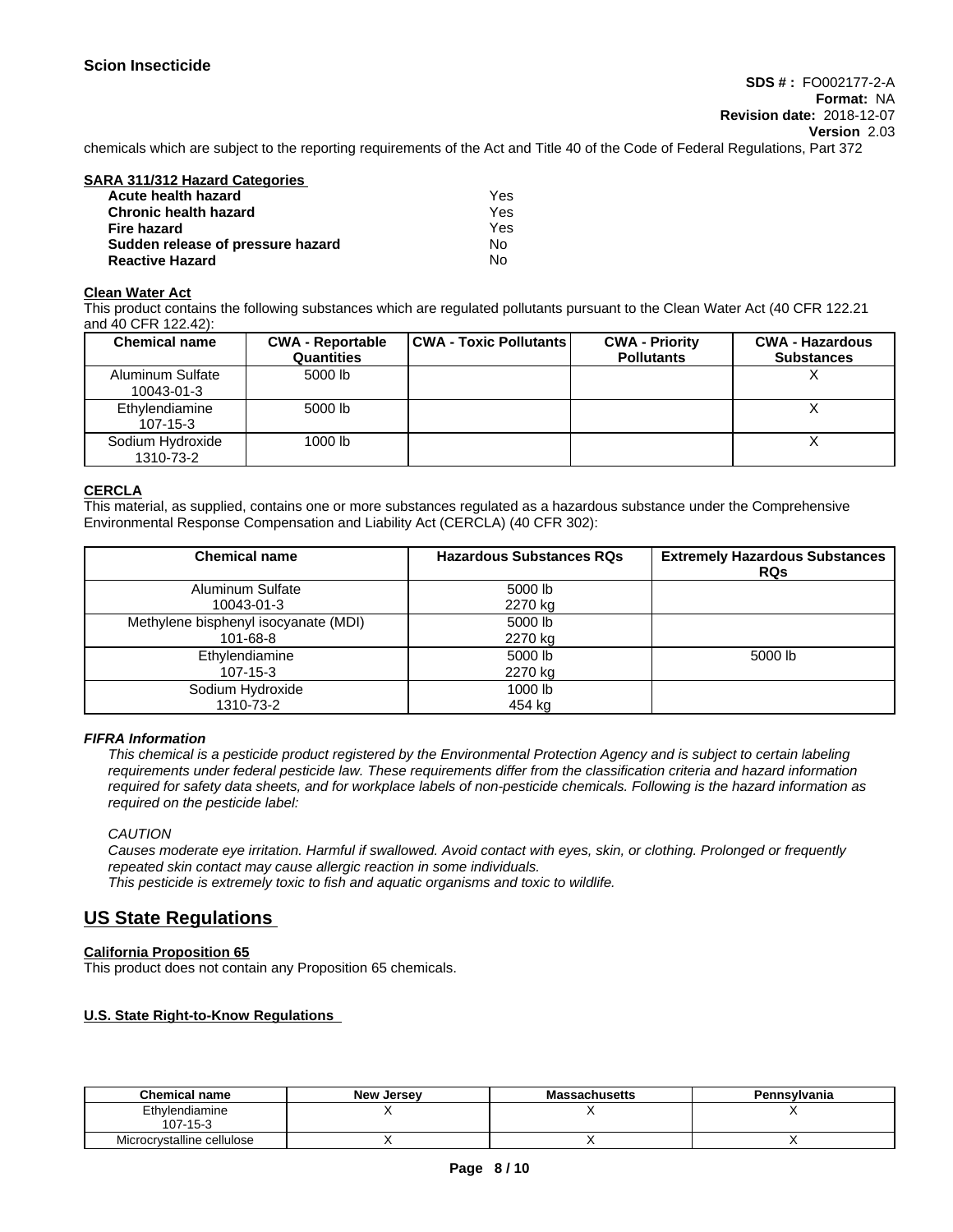chemicals which are subject to the reporting requirements of the Act and Title 40 of the Code of Federal Regulations, Part 372

**SARA 311/312 Hazard Categories**

| | |
|---|---|
| **Acute health hazard** | Yes |
| **Chronic health hazard** | Yes |
| **Fire hazard** | Yes |
| **Sudden release of pressure hazard** | No |
| **Reactive Hazard** | No |

**Clean Water Act**

This product contains the following substances which are regulated pollutants pursuant to the Clean Water Act (40 CFR 122.21 and 40 CFR 122.42):

| Chemical name | CWA - Reportable Quantities | CWA - Toxic Pollutants | CWA - Priority Pollutants | CWA - Hazardous Substances |
|---|---|---|---|---|
| Aluminum Sulfate 10043-01-3 | 5000 lb | | | X |
| Ethylendiamine 107-15-3 | 5000 lb | | | X |
| Sodium Hydroxide 1310-73-2 | 1000 lb | | | X |

**CERCLA**

This material, as supplied, contains one or more substances regulated as a hazardous substance under the Comprehensive Environmental Response Compensation and Liability Act (CERCLA) (40 CFR 302):

| Chemical name | Hazardous Substances RQs | Extremely Hazardous Substances RQs |
|---|---|---|
| Aluminum Sulfate 10043-01-3 | 5000 lb 2270 kg | |
| Methylene bisphenyl isocyanate (MDI) 101-68-8 | 5000 lb 2270 kg | |
| Ethylendiamine 107-15-3 | 5000 lb 2270 kg | 5000 lb |
| Sodium Hydroxide 1310-73-2 | 1000 lb 454 kg | |

***FIFRA Information***

*This chemical is a pesticide product registered by the Environmental Protection Agency and is subject to certain labeling requirements under federal pesticide law. These requirements differ from the classification criteria and hazard information required for safety data sheets, and for workplace labels of non-pesticide chemicals. Following is the hazard information as required on the pesticide label:*

*CAUTION*

*Causes moderate eye irritation. Harmful if swallowed. Avoid contact with eyes, skin, or clothing. Prolonged or frequently repeated skin contact may cause allergic reaction in some individuals.*
*This pesticide is extremely toxic to fish and aquatic organisms and toxic to wildlife.*

## US State Regulations

**California Proposition 65**

This product does not contain any Proposition 65 chemicals.

**U.S. State Right-to-Know Regulations**

| Chemical name | New Jersey | Massachusetts | Pennsylvania |
|---|---|---|---|
| Ethylendiamine 107-15-3 | X | X | X |
| Microcrystalline cellulose | X | X | X |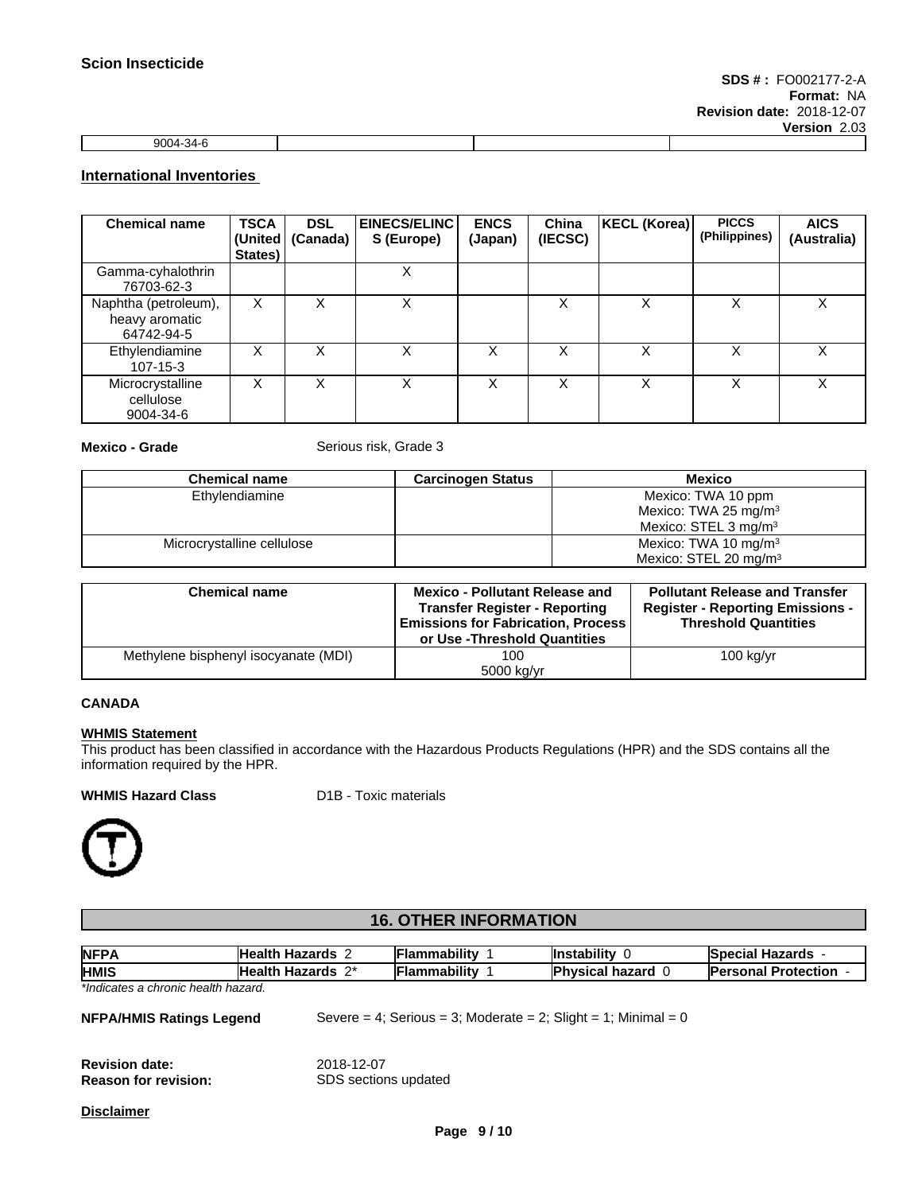| 9004-34-6 | | | |
|---|---|---|---|

## International Inventories

| Chemical name | TSCA (United States) | DSL (Canada) | EINECS/ELINCS (Europe) | ENCS (Japan) | China (IECSC) | KECL (Korea) | PICCS (Philippines) | AICS (Australia) |
|---|---|---|---|---|---|---|---|---|
| Gamma-cyhalothrin 76703-62-3 | | | X | | | | | |
| Naphtha (petroleum), heavy aromatic 64742-94-5 | X | X | X | | X | X | X | X |
| Ethylendiamine 107-15-3 | X | X | X | X | X | X | X | X |
| Microcrystalline cellulose 9004-34-6 | X | X | X | X | X | X | X | X |

**Mexico - Grade** Serious risk, Grade 3

| Chemical name | Carcinogen Status | Mexico |
|---|---|---|
| Ethylendiamine | | Mexico: TWA 10 ppm<br>Mexico: TWA 25 mg/m³<br>Mexico: STEL 3 mg/m³ |
| Microcrystalline cellulose | | Mexico: TWA 10 mg/m³<br>Mexico: STEL 20 mg/m³ |

| Chemical name | Mexico - Pollutant Release and Transfer Register - Reporting Emissions for Fabrication, Process or Use -Threshold Quantities | Pollutant Release and Transfer Register - Reporting Emissions - Threshold Quantities |
|---|---|---|
| Methylene bisphenyl isocyanate (MDI) | 100<br>5000 kg/yr | 100 kg/yr |

**CANADA**

**WHMIS Statement**

This product has been classified in accordance with the Hazardous Products Regulations (HPR) and the SDS contains all the information required by the HPR.

**WHMIS Hazard Class** D1B - Toxic materials

## 16. OTHER INFORMATION

| NFPA | Health Hazards 2 | Flammability 1 | Instability 0 | Special Hazards - |
|---|---|---|---|---|
| HMIS | Health Hazards 2* | Flammability 1 | Physical hazard 0 | Personal Protection - |

*Indicates a chronic health hazard.*

**NFPA/HMIS Ratings Legend** Severe = 4; Serious = 3; Moderate = 2; Slight = 1; Minimal = 0

**Revision date:** 2018-12-07
**Reason for revision:** SDS sections updated

**Disclaimer**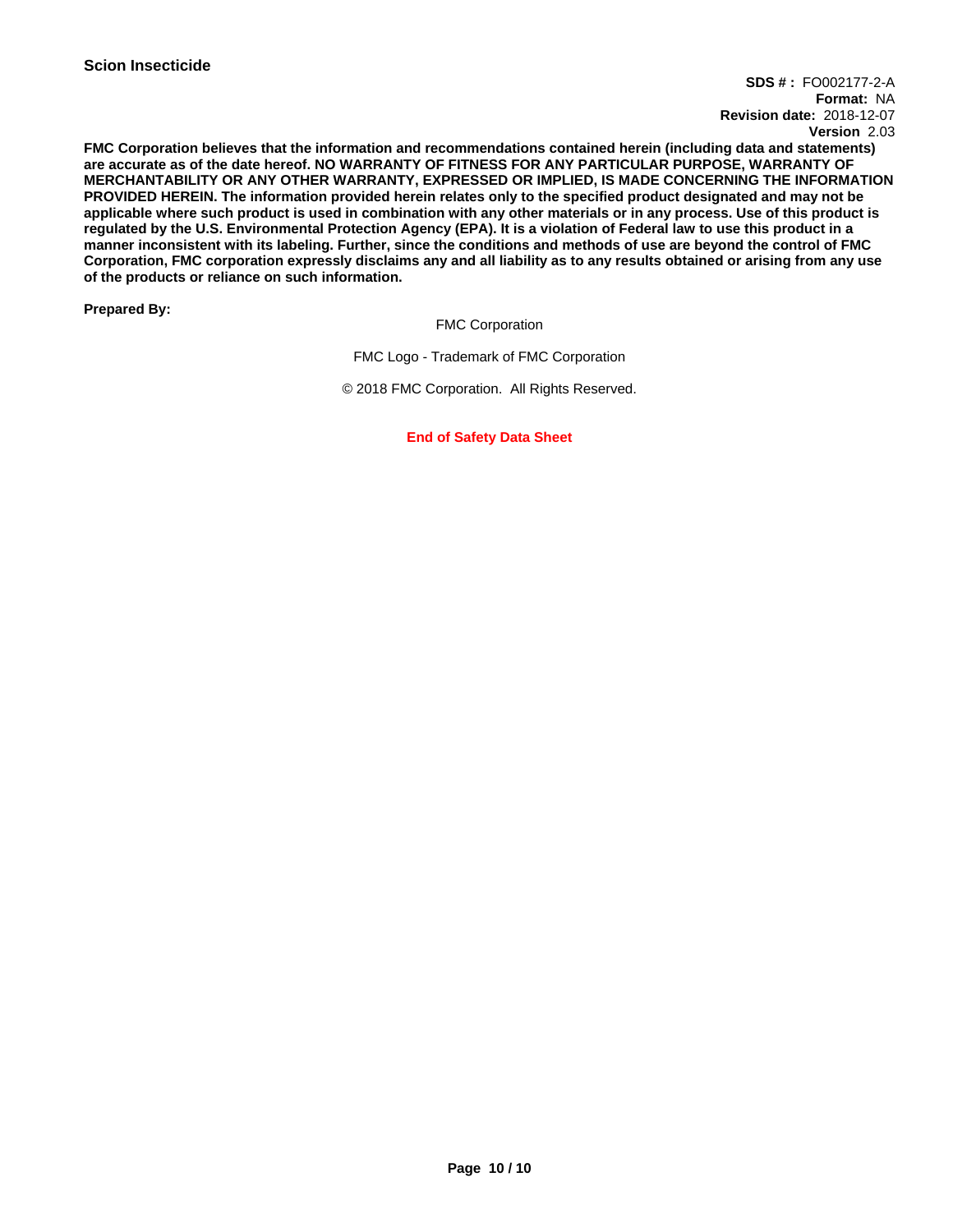**FMC Corporation believes that the information and recommendations contained herein (including data and statements) are accurate as of the date hereof. NO WARRANTY OF FITNESS FOR ANY PARTICULAR PURPOSE, WARRANTY OF MERCHANTABILITY OR ANY OTHER WARRANTY, EXPRESSED OR IMPLIED, IS MADE CONCERNING THE INFORMATION PROVIDED HEREIN. The information provided herein relates only to the specified product designated and may not be applicable where such product is used in combination with any other materials or in any process. Use of this product is regulated by the U.S. Environmental Protection Agency (EPA). It is a violation of Federal law to use this product in a manner inconsistent with its labeling. Further, since the conditions and methods of use are beyond the control of FMC Corporation, FMC corporation expressly disclaims any and all liability as to any results obtained or arising from any use of the products or reliance on such information.**

**Prepared By:**

FMC Corporation

FMC Logo - Trademark of FMC Corporation

© 2018 FMC Corporation. All Rights Reserved.

**End of Safety Data Sheet**